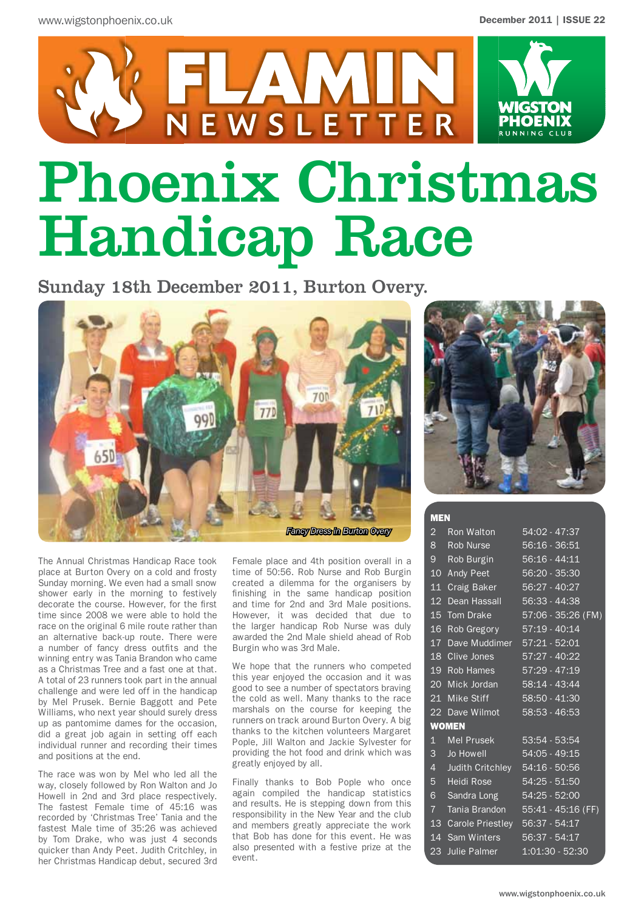# FLAMIN NEWSLETTER

# Phoenix Christmas Handicap Race

## Sunday 18th December 2011, Burton Overy.

*Fancy Dress In Burton Overy*

The Annual Christmas Handicap Race took place at Burton Overy on a cold and frosty Sunday morning. We even had a small snow shower early in the morning to festively decorate the course. However, for the first time since 2008 we were able to hold the race on the original 6 mile route rather than an alternative back-up route. There were a number of fancy dress outfits and the winning entry was Tania Brandon who came as a Christmas Tree and a fast one at that. A total of 23 runners took part in the annual challenge and were led off in the handicap by Mel Prusek. Bernie Baggott and Pete Williams, who next year should surely dress up as pantomime dames for the occasion, did a great job again in setting off each individual runner and recording their times and positions at the end.

The race was won by Mel who led all the way, closely followed by Ron Walton and Jo Howell in 2nd and 3rd place respectively. The fastest Female time of 45:16 was recorded by 'Christmas Tree' Tania and the fastest Male time of 35:26 was achieved by Tom Drake, who was just 4 seconds quicker than Andy Peet. Judith Critchley, in her Christmas Handicap debut, secured 3rd Female place and 4th position overall in a time of 50:56. Rob Nurse and Rob Burgin created a dilemma for the organisers by finishing in the same handicap position and time for 2nd and 3rd Male positions. However, it was decided that due to the larger handicap Rob Nurse was duly awarded the 2nd Male shield ahead of Rob Burgin who was 3rd Male.

We hope that the runners who competed this year enjoyed the occasion and it was good to see a number of spectators braving the cold as well. Many thanks to the race marshals on the course for keeping the runners on track around Burton Overy. A big thanks to the kitchen volunteers Margaret Pople, Jill Walton and Jackie Sylvester for providing the hot food and drink which was greatly enjoyed by all.

Finally thanks to Bob Pople who once again compiled the handicap statistics and results. He is stepping down from this responsibility in the New Year and the club and members greatly appreciate the work that Bob has done for this event. He was also presented with a festive prize at the event.

| MEN | | |
|---|---|---|
| 2 | Ron Walton | 54:02 - 47:37 |
| 8 | Rob Nurse | 56:16 - 36:51 |
| 9 | Rob Burgin | 56:16 - 44:11 |
| 10 | Andy Peet | 56:20 - 35:30 |
| 11 | Craig Baker | 56:27 - 40:27 |
| 12 | Dean Hassall | 56:33 - 44:38 |
| 15 | Tom Drake | 57:06 - 35:26 (FM) |
| 16 | Rob Gregory | 57:19 - 40:14 |
| 17 | Dave Muddimer | 57:21 - 52:01 |
| 18 | Clive Jones | 57:27 - 40:22 |
| 19 | Rob Hames | 57:29 - 47:19 |
| 20 | Mick Jordan | 58:14 - 43:44 |
| 21 | Mike Stiff | 58:50 - 41:30 |
| 22 | Dave Wilmot | 58:53 - 46:53 |
| **WOMEN** | | |
| 1 | Mel Prusek | 53:54 - 53:54 |
| 3 | Jo Howell | 54:05 - 49:15 |
| 4 | Judith Critchley | 54:16 - 50:56 |
| 5 | Heidi Rose | 54:25 - 51:50 |
| 6 | Sandra Long | 54:25 - 52:00 |
| 7 | Tania Brandon | 55:41 - 45:16 (FF) |
| 13 | Carole Priestley | 56:37 - 54:17 |
| 14 | Sam Winters | 56:37 - 54:17 |
| 23 | Julie Palmer | 1:01:30 - 52:30 |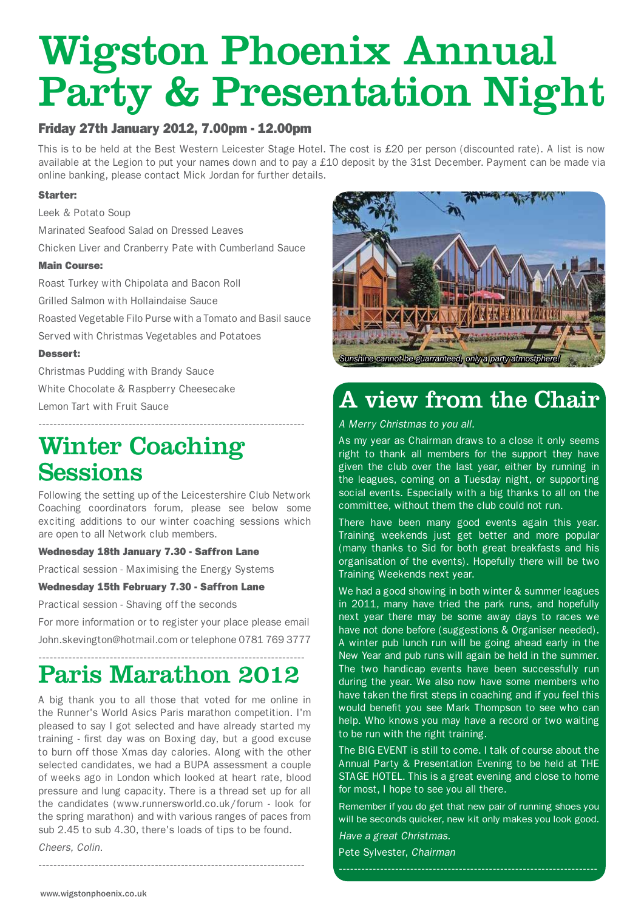# Wigston Phoenix Annual Party & Presentation Night

**Friday 27th January 2012, 7.00pm - 12.00pm**

This is to be held at the Best Western Leicester Stage Hotel. The cost is £20 per person (discounted rate). A list is now available at the Legion to put your names down and to pay a £10 deposit by the 31st December. Payment can be made via online banking, please contact Mick Jordan for further details.

**Starter:**

Leek & Potato Soup

Marinated Seafood Salad on Dressed Leaves

Chicken Liver and Cranberry Pate with Cumberland Sauce

**Main Course:**

Roast Turkey with Chipolata and Bacon Roll

Grilled Salmon with Hollaindaise Sauce

Roasted Vegetable Filo Purse with a Tomato and Basil sauce

Served with Christmas Vegetables and Potatoes

**Dessert:**

Christmas Pudding with Brandy Sauce

White Chocolate & Raspberry Cheesecake

Lemon Tart with Fruit Sauce

*Sunshine cannot be guarranteed, only a party atmostphere!*

## Winter Coaching Sessions

Following the setting up of the Leicestershire Club Network Coaching coordinators forum, please see below some exciting additions to our winter coaching sessions which are open to all Network club members.

**Wednesday 18th January 7.30 - Saffron Lane**

Practical session - Maximising the Energy Systems

**Wednesday 15th February 7.30 - Saffron Lane**

Practical session - Shaving off the seconds

For more information or to register your place please email John.skevington@hotmail.com or telephone 0781 769 3777

## Paris Marathon 2012

A big thank you to all those that voted for me online in the Runner's World Asics Paris marathon competition. I'm pleased to say I got selected and have already started my training - first day was on Boxing day, but a good excuse to burn off those Xmas day calories. Along with the other selected candidates, we had a BUPA assessment a couple of weeks ago in London which looked at heart rate, blood pressure and lung capacity. There is a thread set up for all the candidates (www.runnersworld.co.uk/forum - look for the spring marathon) and with various ranges of paces from sub 2.45 to sub 4.30, there's loads of tips to be found.

*Cheers, Colin.*

## A view from the Chair

*A Merry Christmas to you all.*

As my year as Chairman draws to a close it only seems right to thank all members for the support they have given the club over the last year, either by running in the leagues, coming on a Tuesday night, or supporting social events. Especially with a big thanks to all on the committee, without them the club could not run.

There have been many good events again this year. Training weekends just get better and more popular (many thanks to Sid for both great breakfasts and his organisation of the events). Hopefully there will be two Training Weekends next year.

We had a good showing in both winter & summer leagues in 2011, many have tried the park runs, and hopefully next year there may be some away days to races we have not done before (suggestions & Organiser needed). A winter pub lunch run will be going ahead early in the New Year and pub runs will again be held in the summer. The two handicap events have been successfully run during the year. We also now have some members who have taken the first steps in coaching and if you feel this would benefit you see Mark Thompson to see who can help. Who knows you may have a record or two waiting to be run with the right training.

The BIG EVENT is still to come. I talk of course about the Annual Party & Presentation Evening to be held at THE STAGE HOTEL. This is a great evening and close to home for most, I hope to see you all there.

Remember if you do get that new pair of running shoes you will be seconds quicker, new kit only makes you look good.

*Have a great Christmas.*

Pete Sylvester, *Chairman*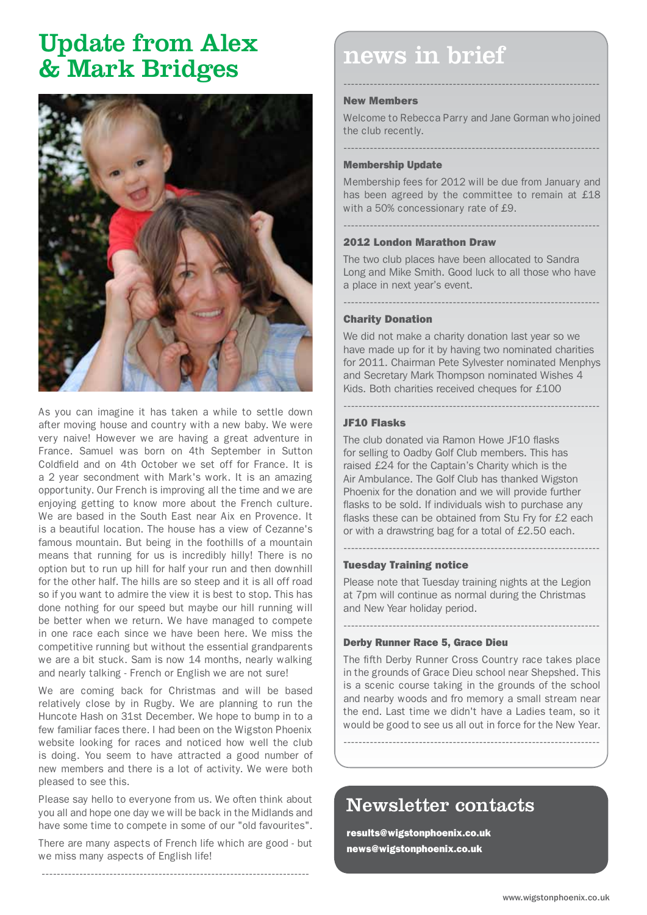# Update from Alex & Mark Bridges

As you can imagine it has taken a while to settle down after moving house and country with a new baby. We were very naive! However we are having a great adventure in France. Samuel was born on 4th September in Sutton Coldfield and on 4th October we set off for France. It is a 2 year secondment with Mark's work. It is an amazing opportunity. Our French is improving all the time and we are enjoying getting to know more about the French culture. We are based in the South East near Aix en Provence. It is a beautiful location. The house has a view of Cezanne's famous mountain. But being in the foothills of a mountain means that running for us is incredibly hilly! There is no option but to run up hill for half your run and then downhill for the other half. The hills are so steep and it is all off road so if you want to admire the view it is best to stop. This has done nothing for our speed but maybe our hill running will be better when we return. We have managed to compete in one race each since we have been here. We miss the competitive running but without the essential grandparents we are a bit stuck. Sam is now 14 months, nearly walking and nearly talking - French or English we are not sure!

We are coming back for Christmas and will be based relatively close by in Rugby. We are planning to run the Huncote Hash on 31st December. We hope to bump in to a few familiar faces there. I had been on the Wigston Phoenix website looking for races and noticed how well the club is doing. You seem to have attracted a good number of new members and there is a lot of activity. We were both pleased to see this.

Please say hello to everyone from us. We often think about you all and hope one day we will be back in the Midlands and have some time to compete in some of our "old favourites".

There are many aspects of French life which are good - but we miss many aspects of English life!

# news in brief

### New Members

Welcome to Rebecca Parry and Jane Gorman who joined the club recently.

### Membership Update

Membership fees for 2012 will be due from January and has been agreed by the committee to remain at £18 with a 50% concessionary rate of £9.

### 2012 London Marathon Draw

The two club places have been allocated to Sandra Long and Mike Smith. Good luck to all those who have a place in next year's event.

### Charity Donation

We did not make a charity donation last year so we have made up for it by having two nominated charities for 2011. Chairman Pete Sylvester nominated Menphys and Secretary Mark Thompson nominated Wishes 4 Kids. Both charities received cheques for £100

### JF10 Flasks

The club donated via Ramon Howe JF10 flasks for selling to Oadby Golf Club members. This has raised £24 for the Captain's Charity which is the Air Ambulance. The Golf Club has thanked Wigston Phoenix for the donation and we will provide further flasks to be sold. If individuals wish to purchase any flasks these can be obtained from Stu Fry for £2 each or with a drawstring bag for a total of £2.50 each.

### Tuesday Training notice

Please note that Tuesday training nights at the Legion at 7pm will continue as normal during the Christmas and New Year holiday period.

### Derby Runner Race 5, Grace Dieu

The fifth Derby Runner Cross Country race takes place in the grounds of Grace Dieu school near Shepshed. This is a scenic course taking in the grounds of the school and nearby woods and fro memory a small stream near the end. Last time we didn't have a Ladies team, so it would be good to see us all out in force for the New Year.

## Newsletter contacts

**results@wigstonphoenix.co.uk**
**news@wigstonphoenix.co.uk**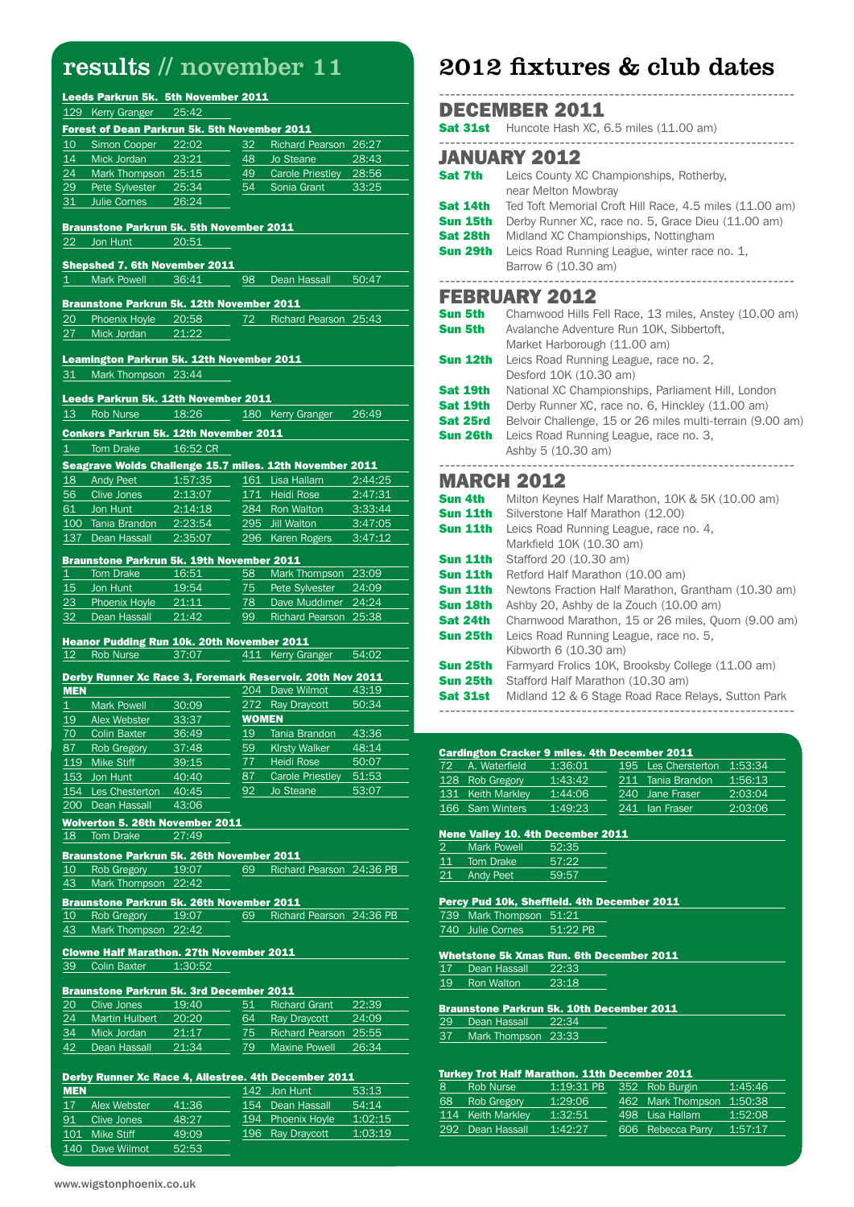# results // november 11

### Leeds Parkrun 5k. 5th November 2011

| | | |
|---|---|---|
| 129 | Kerry Granger | 25:42 |

### Forest of Dean Parkrun 5k. 5th November 2011

| | | | | | |
|---|---|---|---|---|---|
| 10 | Simon Cooper | 22:02 | 32 | Richard Pearson | 26:27 |
| 14 | Mick Jordan | 23:21 | 48 | Jo Steane | 28:43 |
| 24 | Mark Thompson | 25:15 | 49 | Carole Priestley | 28:56 |
| 29 | Pete Sylvester | 25:34 | 54 | Sonia Grant | 33:25 |
| 31 | Julie Cornes | 26:24 | | | |

### Braunstone Parkrun 5k. 5th November 2011

| | | |
|---|---|---|
| 22 | Jon Hunt | 20:51 |

### Shepshed 7. 6th November 2011

| | | | | | |
|---|---|---|---|---|---|
| 1 | Mark Powell | 36:41 | 98 | Dean Hassall | 50:47 |

### Braunstone Parkrun 5k. 12th November 2011

| | | | | | |
|---|---|---|---|---|---|
| 20 | Phoenix Hoyle | 20:58 | 72 | Richard Pearson | 25:43 |
| 27 | Mick Jordan | 21:22 | | | |

### Leamington Parkrun 5k. 12th November 2011

| | | |
|---|---|---|
| 31 | Mark Thompson | 23:44 |

### Leeds Parkrun 5k. 12th November 2011

| | | | | | |
|---|---|---|---|---|---|
| 13 | Rob Nurse | 18:26 | 180 | Kerry Granger | 26:49 |

### Conkers Parkrun 5k. 12th November 2011

| | | |
|---|---|---|
| 1 | Tom Drake | 16:52 CR |

### Seagrave Wolds Challenge 15.7 miles. 12th November 2011

| | | | | | |
|---|---|---|---|---|---|
| 18 | Andy Peet | 1:57:35 | 161 | Lisa Hallam | 2:44:25 |
| 56 | Clive Jones | 2:13:07 | 171 | Heidi Rose | 2:47:31 |
| 61 | Jon Hunt | 2:14:18 | 284 | Ron Walton | 3:33:44 |
| 100 | Tania Brandon | 2:23:54 | 295 | Jill Walton | 3:47:05 |
| 137 | Dean Hassall | 2:35:07 | 296 | Karen Rogers | 3:47:12 |

### Braunstone Parkrun 5k. 19th November 2011

| | | | | | |
|---|---|---|---|---|---|
| 1 | Tom Drake | 16:51 | 58 | Mark Thompson | 23:09 |
| 15 | Jon Hunt | 19:54 | 75 | Pete Sylvester | 24:09 |
| 23 | Phoenix Hoyle | 21:11 | 78 | Dave Muddimer | 24:24 |
| 32 | Dean Hassall | 21:42 | 99 | Richard Pearson | 25:38 |

### Heanor Pudding Run 10k. 20th November 2011

| | | | | | |
|---|---|---|---|---|---|
| 12 | Rob Nurse | 37:07 | 411 | Kerry Granger | 54:02 |

### Derby Runner Xc Race 3, Foremark Reservoir. 20th Nov 2011

| MEN | | | | | |
|---|---|---|---|---|---|
| 1 | Mark Powell | 30:09 | 204 | Dave Wilmot | 43:19 |
| 19 | Alex Webster | 33:37 | 272 | Ray Draycott | 50:34 |
| 70 | Colin Baxter | 36:49 | **WOMEN** | | |
| 87 | Rob Gregory | 37:48 | 19 | Tania Brandon | 43:36 |
| 119 | Mike Stiff | 39:15 | 59 | Kirsty Walker | 48:14 |
| 153 | Jon Hunt | 40:40 | 77 | Heidi Rose | 50:07 |
| 154 | Les Chesterton | 40:45 | 87 | Carole Priestley | 51:53 |
| 200 | Dean Hassall | 43:06 | 92 | Jo Steane | 53:07 |

### Wolverton 5. 26th November 2011

| | | |
|---|---|---|
| 18 | Tom Drake | 27:49 |

### Braunstone Parkrun 5k. 26th November 2011

| | | | | | |
|---|---|---|---|---|---|
| 10 | Rob Gregory | 19:07 | 69 | Richard Pearson | 24:36 PB |
| 43 | Mark Thompson | 22:42 | | | |

### Braunstone Parkrun 5k. 26th November 2011

| | | | | | |
|---|---|---|---|---|---|
| 10 | Rob Gregory | 19:07 | 69 | Richard Pearson | 24:36 PB |
| 43 | Mark Thompson | 22:42 | | | |

### Clowne Half Marathon. 27th November 2011

| | | |
|---|---|---|
| 39 | Colin Baxter | 1:30:52 |

### Braunstone Parkrun 5k. 3rd December 2011

| | | | | | |
|---|---|---|---|---|---|
| 20 | Clive Jones | 19:40 | 51 | Richard Grant | 22:39 |
| 24 | Martin Hulbert | 20:20 | 64 | Ray Draycott | 24:09 |
| 34 | Mick Jordan | 21:17 | 75 | Richard Pearson | 25:55 |
| 42 | Dean Hassall | 21:34 | 79 | Maxine Powell | 26:34 |

### Derby Runner Xc Race 4, Allestree. 4th December 2011

| MEN | | | | | |
|---|---|---|---|---|---|
| 17 | Alex Webster | 41:36 | 142 | Jon Hunt | 53:13 |
| 91 | Clive Jones | 48:27 | 154 | Dean Hassall | 54:14 |
| 101 | Mike Stiff | 49:09 | 194 | Phoenix Hoyle | 1:02:15 |
| 140 | Dave Wilmot | 52:53 | 196 | Ray Draycott | 1:03:19 |

# 2012 fixtures & club dates

## DECEMBER 2011

- **Sat 31st** Huncote Hash XC, 6.5 miles (11.00 am)

## JANUARY 2012

- **Sat 7th** Leics County XC Championships, Rotherby, near Melton Mowbray
- **Sat 14th** Ted Toft Memorial Croft Hill Race, 4.5 miles (11.00 am)
- **Sun 15th** Derby Runner XC, race no. 5, Grace Dieu (11.00 am)
- **Sat 28th** Midland XC Championships, Nottingham
- **Sun 29th** Leics Road Running League, winter race no. 1, Barrow 6 (10.30 am)

## FEBRUARY 2012

- **Sun 5th** Charnwood Hills Fell Race, 13 miles, Anstey (10.00 am)
- **Sun 5th** Avalanche Adventure Run 10K, Sibbertoft, Market Harborough (11.00 am)
- **Sun 12th** Leics Road Running League, race no. 2, Desford 10K (10.30 am)
- **Sat 19th** National XC Championships, Parliament Hill, London
- **Sat 19th** Derby Runner XC, race no. 6, Hinckley (11.00 am)
- **Sat 25rd** Belvoir Challenge, 15 or 26 miles multi-terrain (9.00 am)
- **Sun 26th** Leics Road Running League, race no. 3, Ashby 5 (10.30 am)

## MARCH 2012

- **Sun 4th** Milton Keynes Half Marathon, 10K & 5K (10.00 am)
- **Sun 11th** Silverstone Half Marathon (12.00)
- **Sun 11th** Leics Road Running League, race no. 4, Markfield 10K (10.30 am)
- **Sun 11th** Stafford 20 (10.30 am)
- **Sun 11th** Retford Half Marathon (10.00 am)
- **Sun 11th** Newtons Fraction Half Marathon, Grantham (10.30 am)
- **Sun 18th** Ashby 20, Ashby de la Zouch (10.00 am)
- **Sat 24th** Charnwood Marathon, 15 or 26 miles, Quorn (9.00 am)
- **Sun 25th** Leics Road Running League, race no. 5, Kibworth 6 (10.30 am)
- **Sun 25th** Farmyard Frolics 10K, Brooksby College (11.00 am)
- **Sun 25th** Stafford Half Marathon (10.30 am)
- **Sat 31st** Midland 12 & 6 Stage Road Race Relays, Sutton Park

### Cardington Cracker 9 miles. 4th December 2011

| | | | | | |
|---|---|---|---|---|---|
| 72 | A. Waterfield | 1:36:01 | 195 | Les Chersterton | 1:53:34 |
| 128 | Rob Gregory | 1:43:42 | 211 | Tania Brandon | 1:56:13 |
| 131 | Keith Markley | 1:44:06 | 240 | Jane Fraser | 2:03:04 |
| 166 | Sam Winters | 1:49:23 | 241 | Ian Fraser | 2:03:06 |

### Nene Valley 10. 4th December 2011

| | | |
|---|---|---|
| 2 | Mark Powell | 52:35 |
| 11 | Tom Drake | 57:22 |
| 21 | Andy Peet | 59:57 |

### Percy Pud 10k, Sheffield. 4th December 2011

| | | |
|---|---|---|
| 739 | Mark Thompson | 51:21 |
| 740 | Julie Cornes | 51:22 PB |

### Whetstone 5k Xmas Run. 6th December 2011

| | | |
|---|---|---|
| 17 | Dean Hassall | 22:33 |
| 19 | Ron Walton | 23:18 |

### Braunstone Parkrun 5k. 10th December 2011

| | | |
|---|---|---|
| 29 | Dean Hassall | 22:34 |
| 37 | Mark Thompson | 23:33 |

### Turkey Trot Half Marathon. 11th December 2011

| | | | | | |
|---|---|---|---|---|---|
| 8 | Rob Nurse | 1:19:31 PB | 352 | Rob Burgin | 1:45:46 |
| 68 | Rob Gregory | 1:29:06 | 462 | Mark Thompson | 1:50:38 |
| 114 | Keith Markley | 1:32:51 | 498 | Lisa Hallam | 1:52:08 |
| 292 | Dean Hassall | 1:42:27 | 606 | Rebecca Parry | 1:57:17 |

www.wigstonphoenix.co.uk